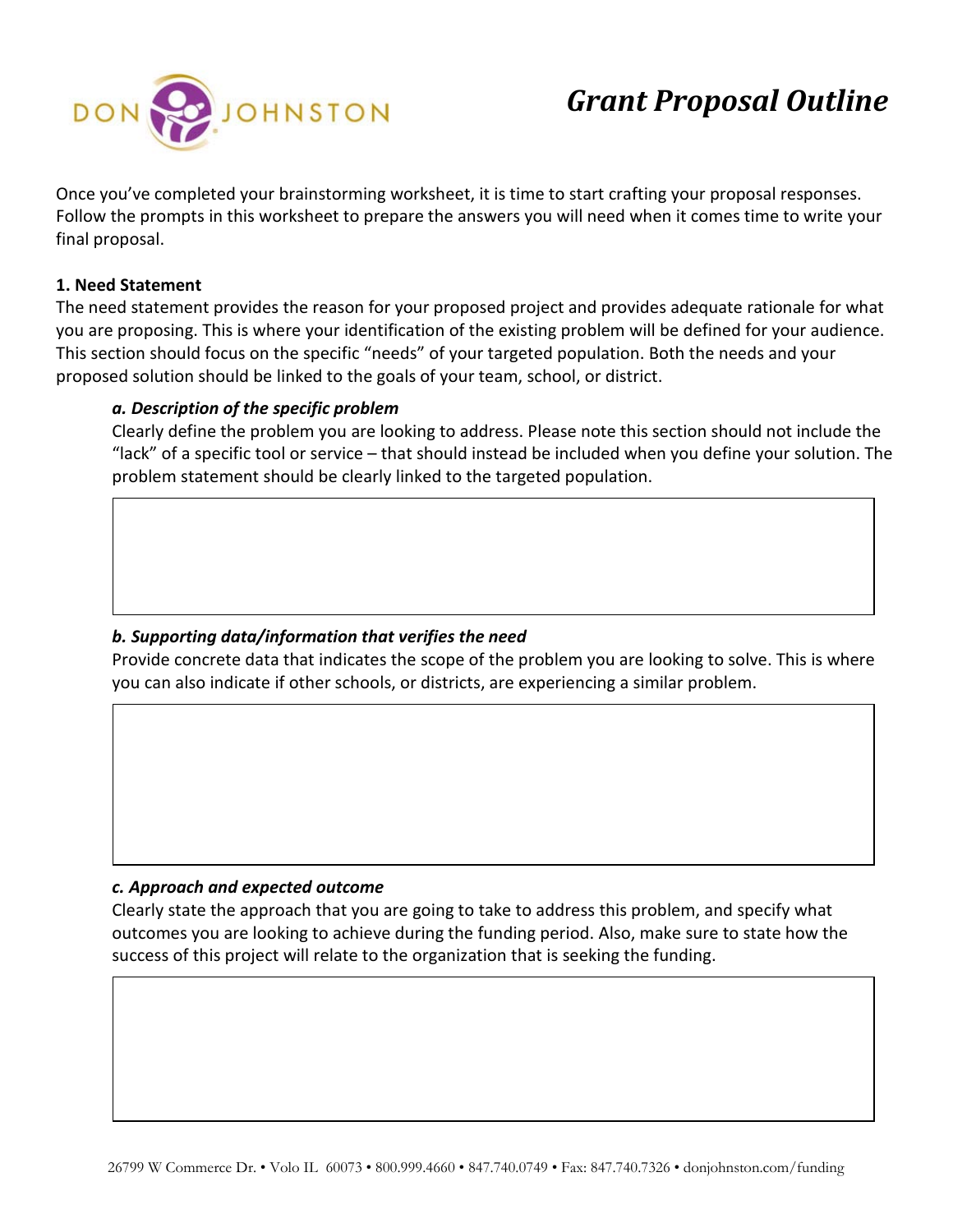# Grant Proposal Outline

Once you've completed your brainstorming worksheet, it is time to start crafting your proposal responses. Follow the prompts in this worksheet to prepare the answers you will need when it comes time to write your final proposal.

**1. Need Statement**

The need statement provides the reason for your proposed project and provides adequate rationale for what you are proposing. This is where your identification of the existing problem will be defined for your audience. This section should focus on the specific "needs" of your targeted population. Both the needs and your proposed solution should be linked to the goals of your team, school, or district.

***a. Description of the specific problem***

Clearly define the problem you are looking to address. Please note this section should not include the "lack" of a specific tool or service – that should instead be included when you define your solution. The problem statement should be clearly linked to the targeted population.

***b. Supporting data/information that verifies the need***

Provide concrete data that indicates the scope of the problem you are looking to solve. This is where you can also indicate if other schools, or districts, are experiencing a similar problem.

***c. Approach and expected outcome***

Clearly state the approach that you are going to take to address this problem, and specify what outcomes you are looking to achieve during the funding period. Also, make sure to state how the success of this project will relate to the organization that is seeking the funding.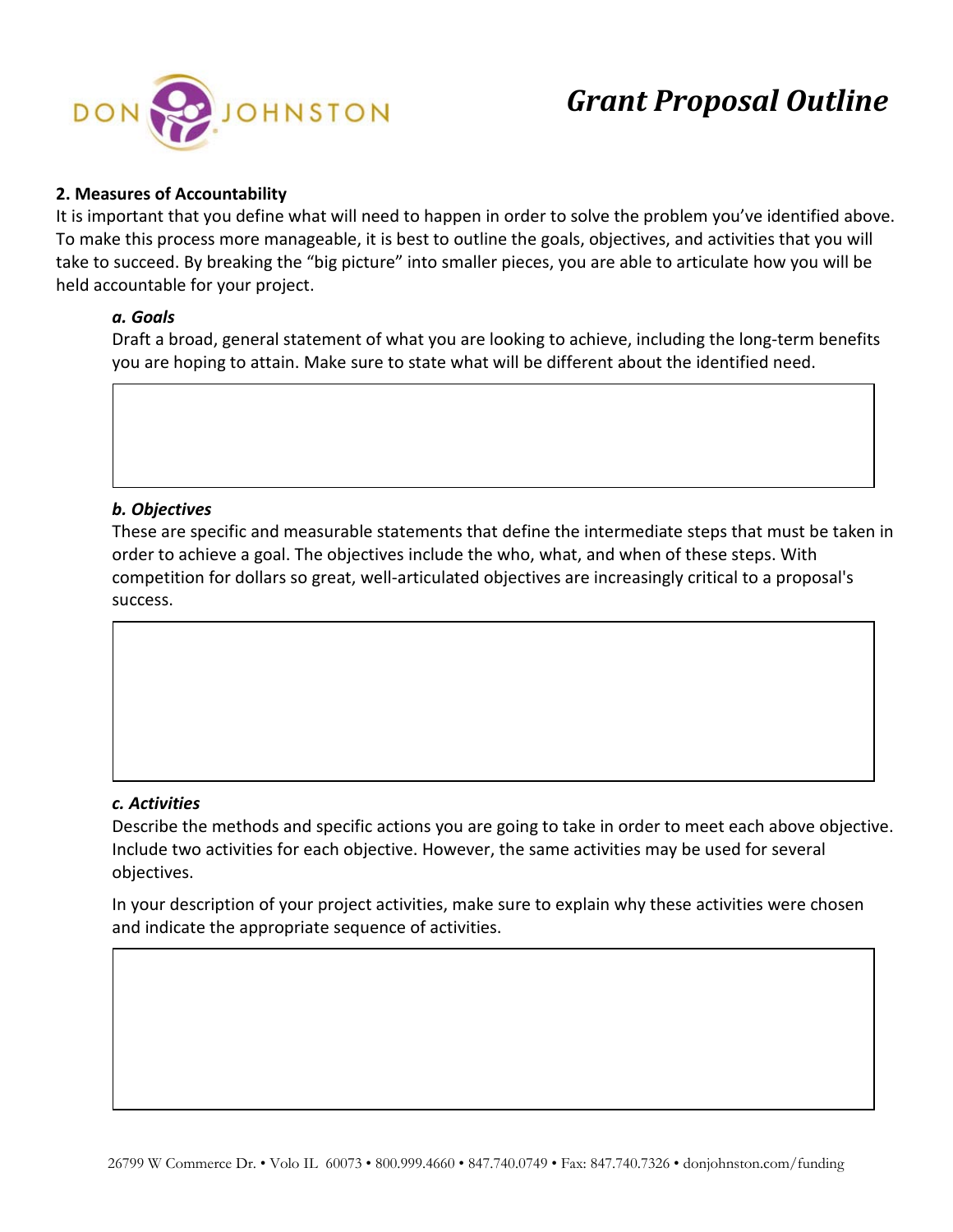# Grant Proposal Outline

## 2. Measures of Accountability

It is important that you define what will need to happen in order to solve the problem you've identified above. To make this process more manageable, it is best to outline the goals, objectives, and activities that you will take to succeed. By breaking the "big picture" into smaller pieces, you are able to articulate how you will be held accountable for your project.

### *a. Goals*

Draft a broad, general statement of what you are looking to achieve, including the long-term benefits you are hoping to attain. Make sure to state what will be different about the identified need.

### *b. Objectives*

These are specific and measurable statements that define the intermediate steps that must be taken in order to achieve a goal. The objectives include the who, what, and when of these steps. With competition for dollars so great, well-articulated objectives are increasingly critical to a proposal's success.

### *c. Activities*

Describe the methods and specific actions you are going to take in order to meet each above objective. Include two activities for each objective. However, the same activities may be used for several objectives.

In your description of your project activities, make sure to explain why these activities were chosen and indicate the appropriate sequence of activities.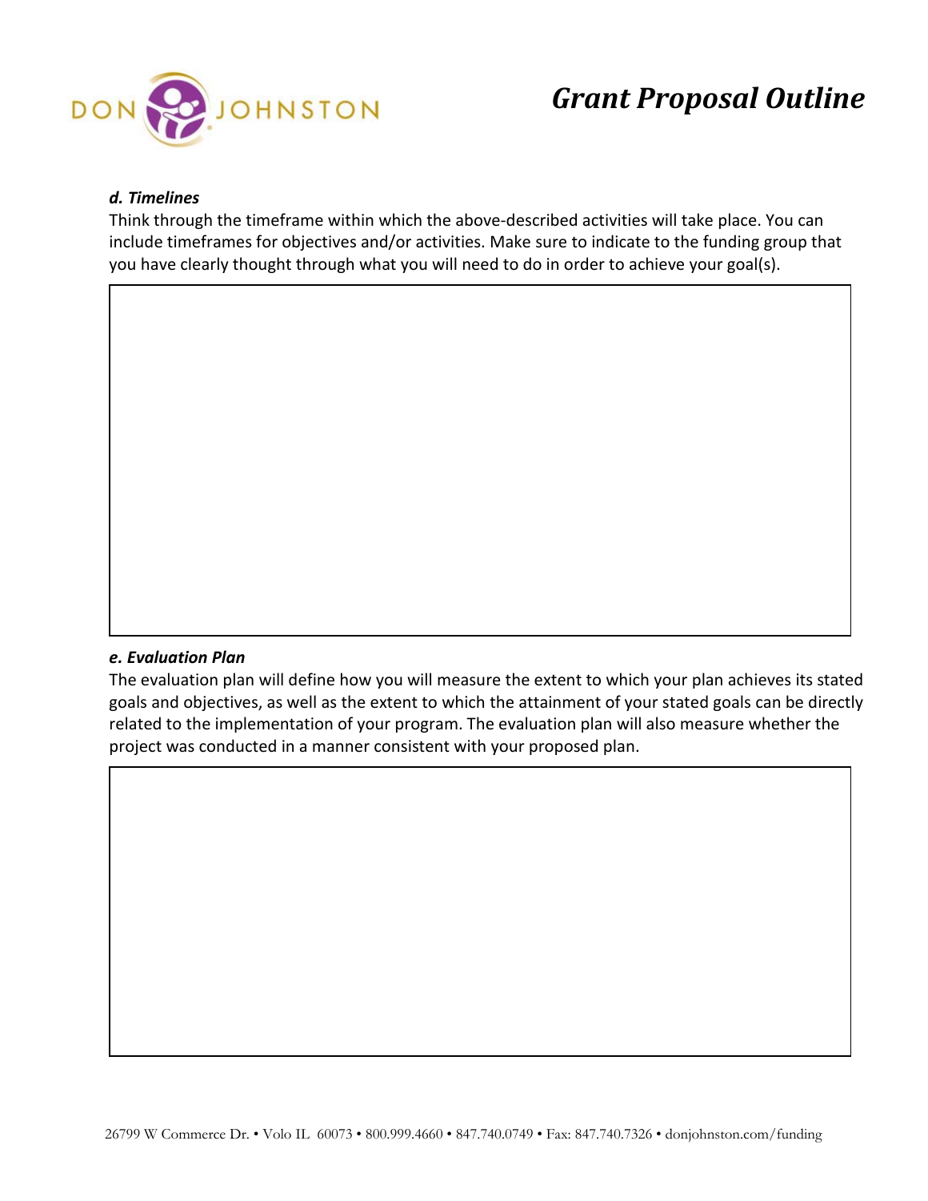# Grant Proposal Outline

***d. Timelines***

Think through the timeframe within which the above-described activities will take place. You can include timeframes for objectives and/or activities. Make sure to indicate to the funding group that you have clearly thought through what you will need to do in order to achieve your goal(s).

***e. Evaluation Plan***

The evaluation plan will define how you will measure the extent to which your plan achieves its stated goals and objectives, as well as the extent to which the attainment of your stated goals can be directly related to the implementation of your program. The evaluation plan will also measure whether the project was conducted in a manner consistent with your proposed plan.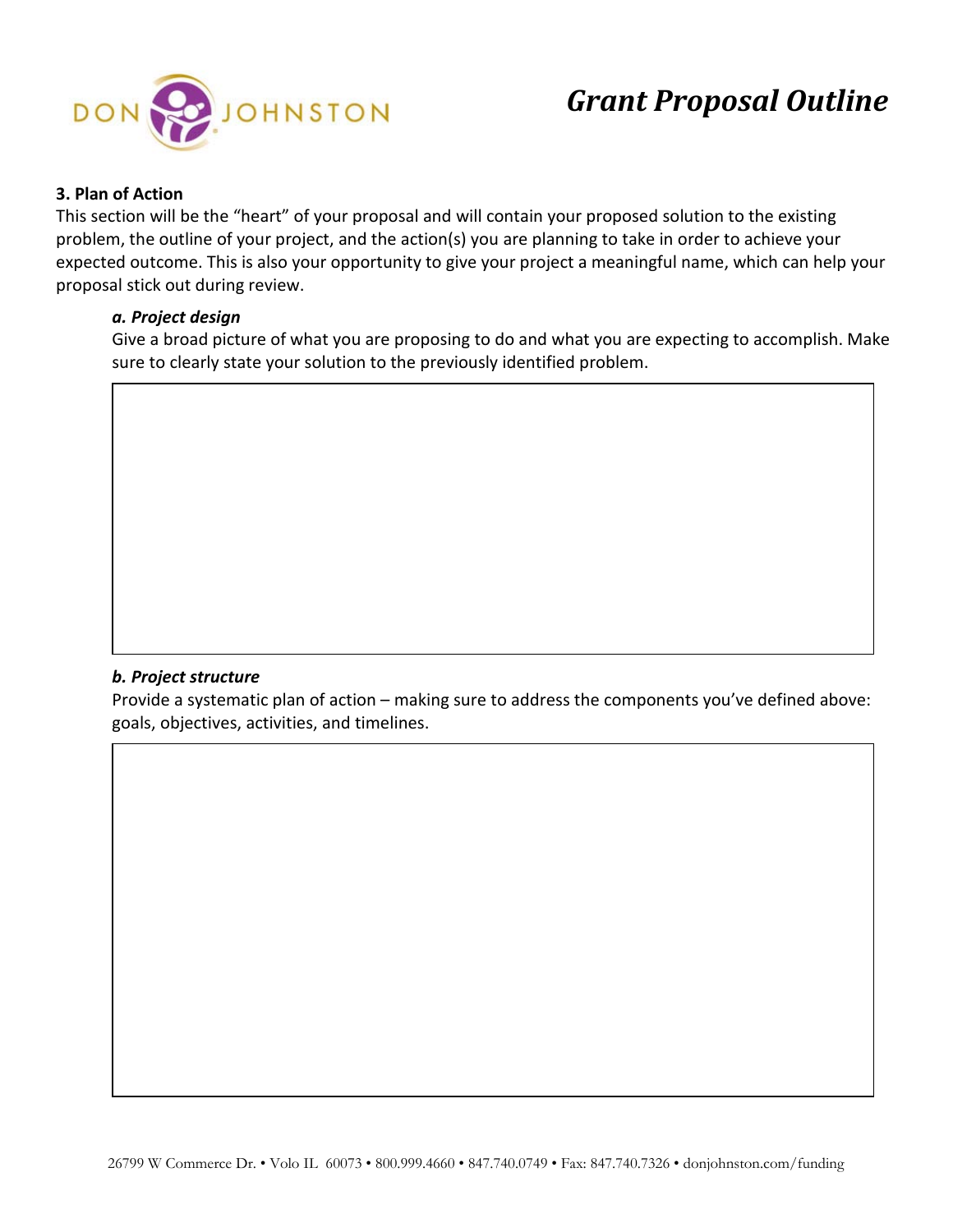# Grant Proposal Outline

### 3. Plan of Action

This section will be the "heart" of your proposal and will contain your proposed solution to the existing problem, the outline of your project, and the action(s) you are planning to take in order to achieve your expected outcome. This is also your opportunity to give your project a meaningful name, which can help your proposal stick out during review.

#### *a. Project design*

Give a broad picture of what you are proposing to do and what you are expecting to accomplish. Make sure to clearly state your solution to the previously identified problem.

#### *b. Project structure*

Provide a systematic plan of action – making sure to address the components you've defined above: goals, objectives, activities, and timelines.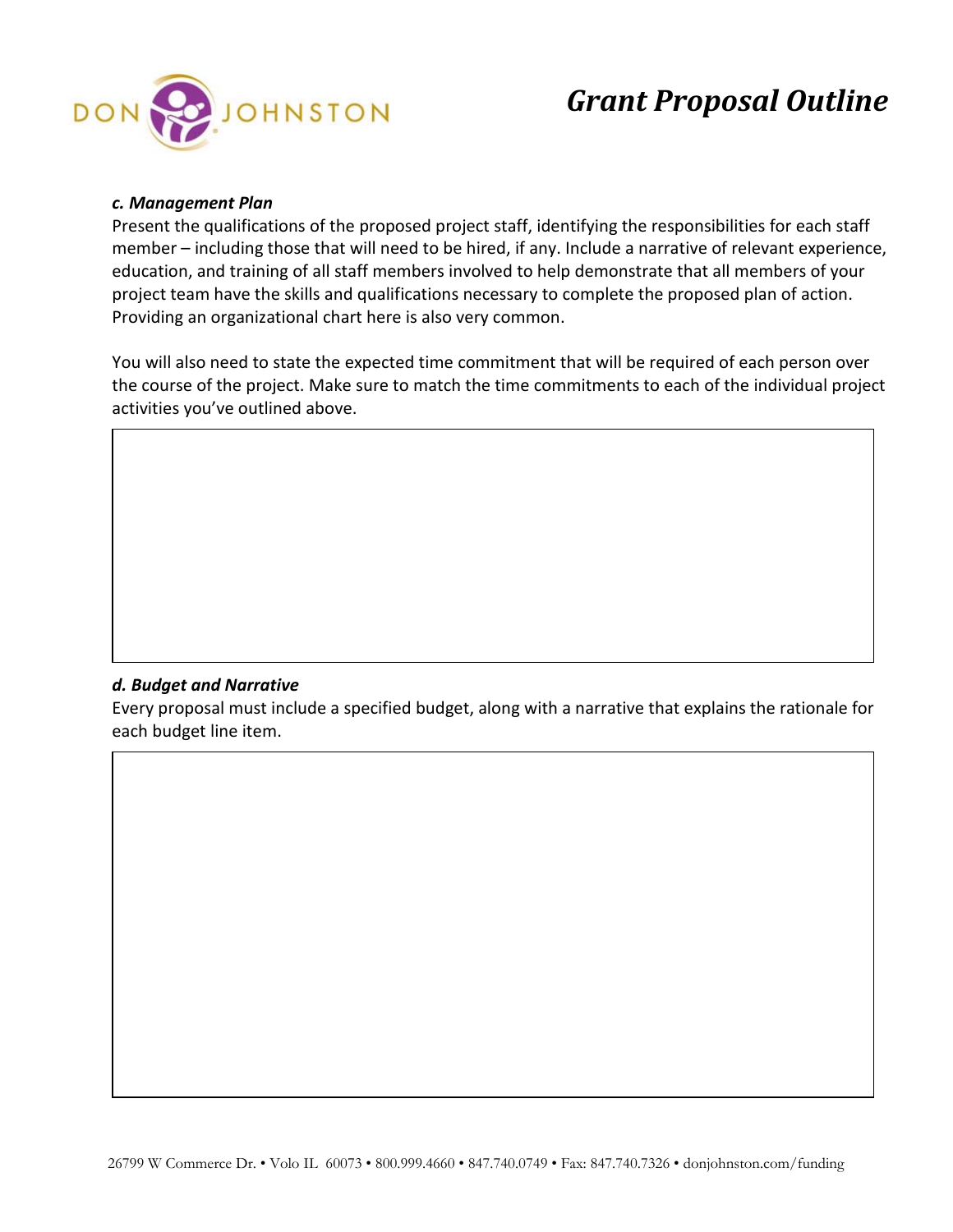*Grant Proposal Outline*

***c. Management Plan***

Present the qualifications of the proposed project staff, identifying the responsibilities for each staff member – including those that will need to be hired, if any. Include a narrative of relevant experience, education, and training of all staff members involved to help demonstrate that all members of your project team have the skills and qualifications necessary to complete the proposed plan of action. Providing an organizational chart here is also very common.

You will also need to state the expected time commitment that will be required of each person over the course of the project. Make sure to match the time commitments to each of the individual project activities you've outlined above.

***d. Budget and Narrative***

Every proposal must include a specified budget, along with a narrative that explains the rationale for each budget line item.